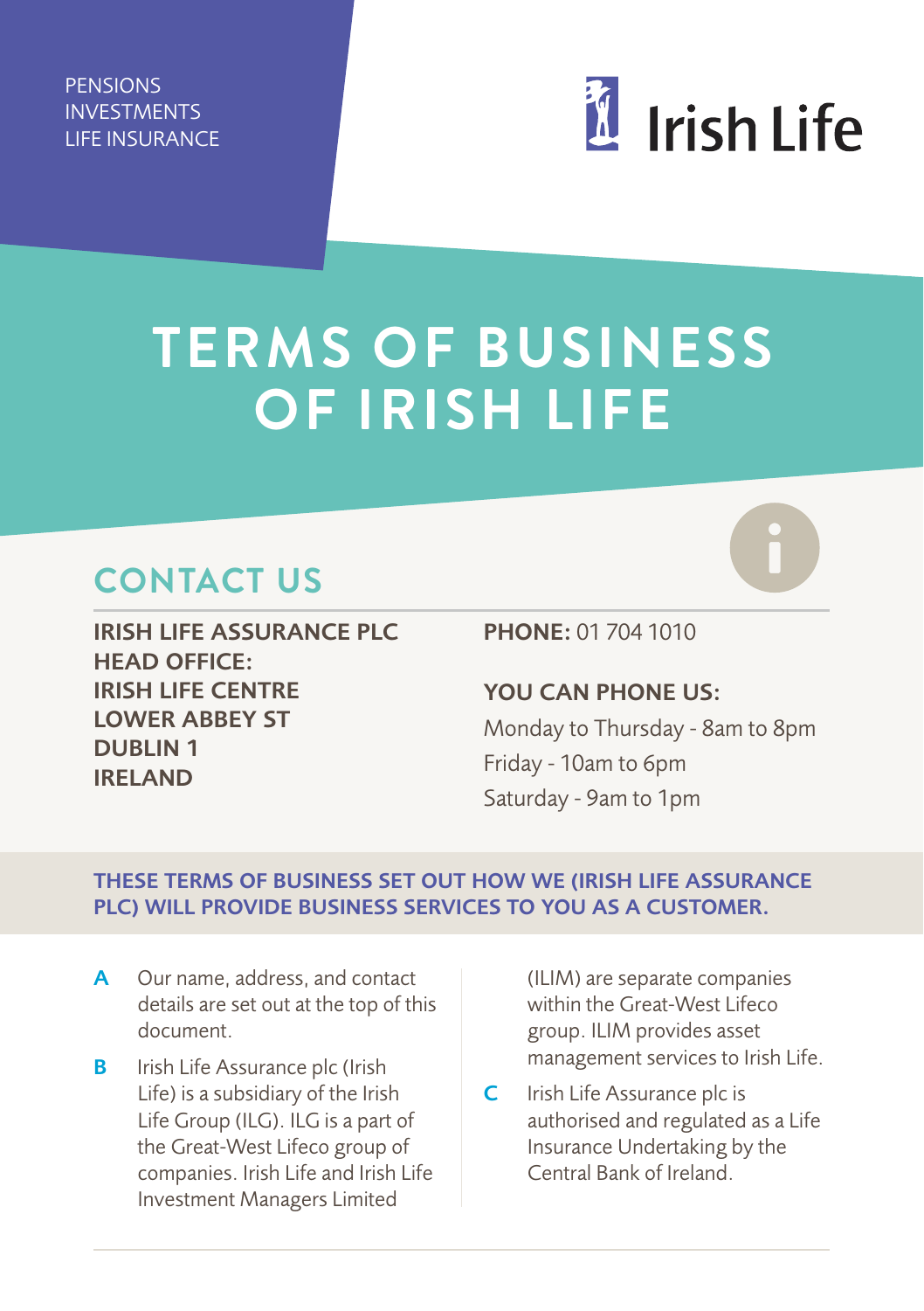PENSIONS
INVESTMENTS
LIFE INSURANCE

Irish Life

# TERMS OF BUSINESS OF IRISH LIFE

## CONTACT US

**IRISH LIFE ASSURANCE PLC**
**HEAD OFFICE:**
**IRISH LIFE CENTRE**
**LOWER ABBEY ST**
**DUBLIN 1**
**IRELAND**

**PHONE:** 01 704 1010

**YOU CAN PHONE US:**

Monday to Thursday - 8am to 8pm
Friday - 10am to 6pm
Saturday - 9am to 1pm

**THESE TERMS OF BUSINESS SET OUT HOW WE (IRISH LIFE ASSURANCE PLC) WILL PROVIDE BUSINESS SERVICES TO YOU AS A CUSTOMER.**

**A** Our name, address, and contact details are set out at the top of this document.

**B** Irish Life Assurance plc (Irish Life) is a subsidiary of the Irish Life Group (ILG). ILG is a part of the Great-West Lifeco group of companies. Irish Life and Irish Life Investment Managers Limited (ILIM) are separate companies within the Great-West Lifeco group. ILIM provides asset management services to Irish Life.

**C** Irish Life Assurance plc is authorised and regulated as a Life Insurance Undertaking by the Central Bank of Ireland.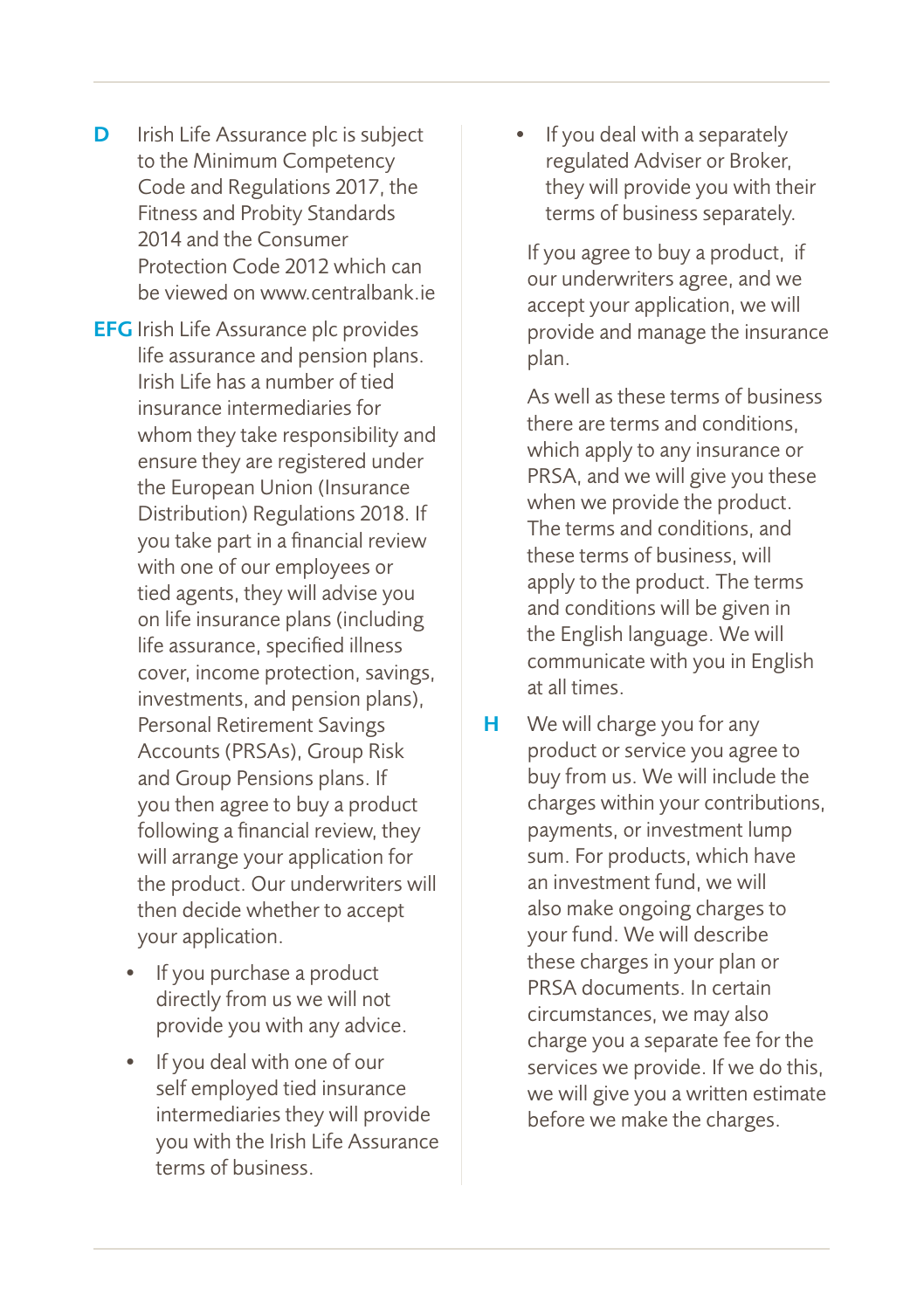**D** Irish Life Assurance plc is subject to the Minimum Competency Code and Regulations 2017, the Fitness and Probity Standards 2014 and the Consumer Protection Code 2012 which can be viewed on www.centralbank.ie

**EFG** Irish Life Assurance plc provides life assurance and pension plans. Irish Life has a number of tied insurance intermediaries for whom they take responsibility and ensure they are registered under the European Union (Insurance Distribution) Regulations 2018. If you take part in a financial review with one of our employees or tied agents, they will advise you on life insurance plans (including life assurance, specified illness cover, income protection, savings, investments, and pension plans), Personal Retirement Savings Accounts (PRSAs), Group Risk and Group Pensions plans. If you then agree to buy a product following a financial review, they will arrange your application for the product. Our underwriters will then decide whether to accept your application.

- If you purchase a product directly from us we will not provide you with any advice.
- If you deal with one of our self employed tied insurance intermediaries they will provide you with the Irish Life Assurance terms of business.
- If you deal with a separately regulated Adviser or Broker, they will provide you with their terms of business separately.

If you agree to buy a product, if our underwriters agree, and we accept your application, we will provide and manage the insurance plan.

As well as these terms of business there are terms and conditions, which apply to any insurance or PRSA, and we will give you these when we provide the product. The terms and conditions, and these terms of business, will apply to the product. The terms and conditions will be given in the English language. We will communicate with you in English at all times.

**H** We will charge you for any product or service you agree to buy from us. We will include the charges within your contributions, payments, or investment lump sum. For products, which have an investment fund, we will also make ongoing charges to your fund. We will describe these charges in your plan or PRSA documents. In certain circumstances, we may also charge you a separate fee for the services we provide. If we do this, we will give you a written estimate before we make the charges.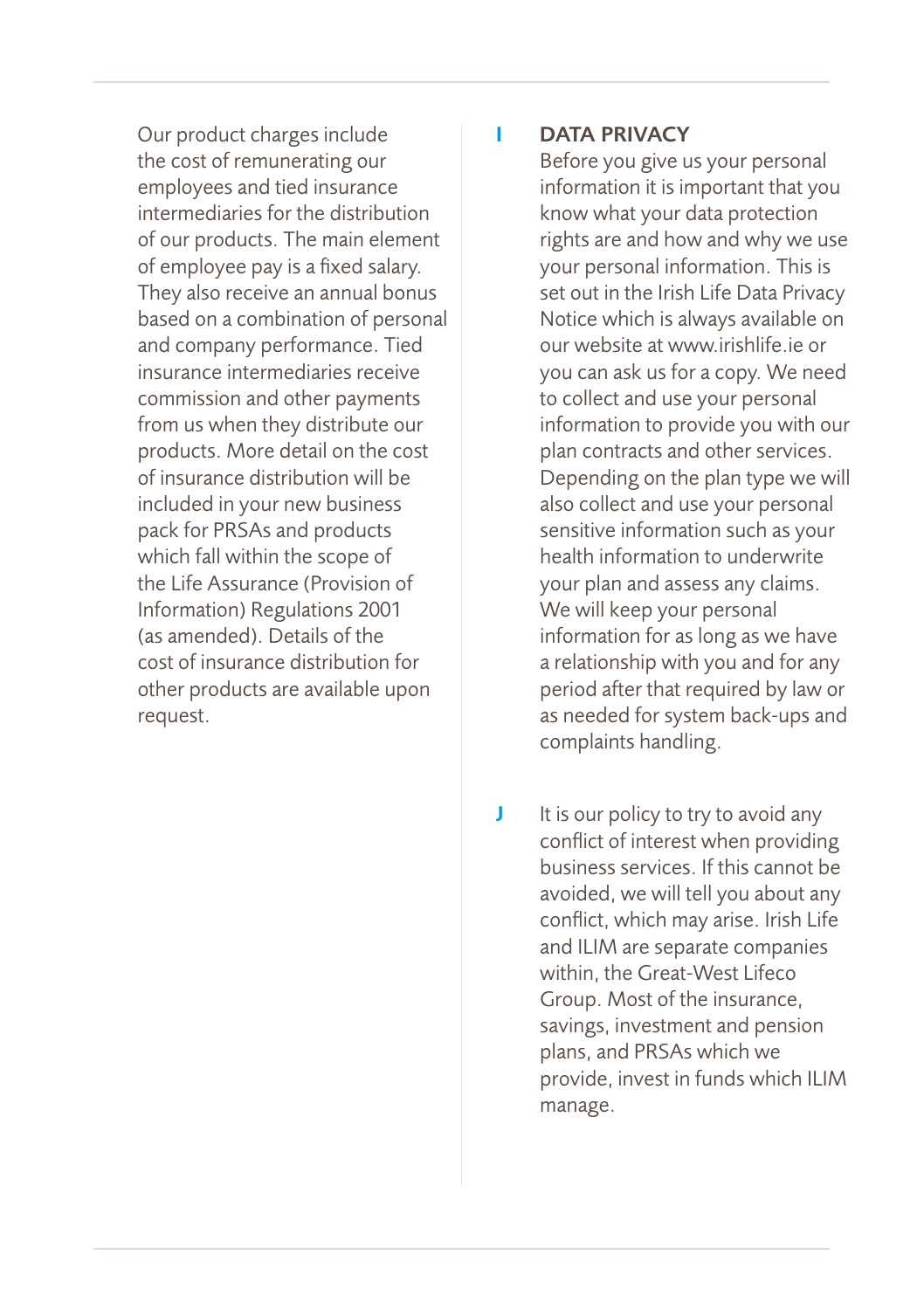Our product charges include the cost of remunerating our employees and tied insurance intermediaries for the distribution of our products. The main element of employee pay is a fixed salary. They also receive an annual bonus based on a combination of personal and company performance. Tied insurance intermediaries receive commission and other payments from us when they distribute our products. More detail on the cost of insurance distribution will be included in your new business pack for PRSAs and products which fall within the scope of the Life Assurance (Provision of Information) Regulations 2001 (as amended). Details of the cost of insurance distribution for other products are available upon request.

**I DATA PRIVACY**

Before you give us your personal information it is important that you know what your data protection rights are and how and why we use your personal information. This is set out in the Irish Life Data Privacy Notice which is always available on our website at www.irishlife.ie or you can ask us for a copy. We need to collect and use your personal information to provide you with our plan contracts and other services. Depending on the plan type we will also collect and use your personal sensitive information such as your health information to underwrite your plan and assess any claims. We will keep your personal information for as long as we have a relationship with you and for any period after that required by law or as needed for system back-ups and complaints handling.

**J** It is our policy to try to avoid any conflict of interest when providing business services. If this cannot be avoided, we will tell you about any conflict, which may arise. Irish Life and ILIM are separate companies within, the Great-West Lifeco Group. Most of the insurance, savings, investment and pension plans, and PRSAs which we provide, invest in funds which ILIM manage.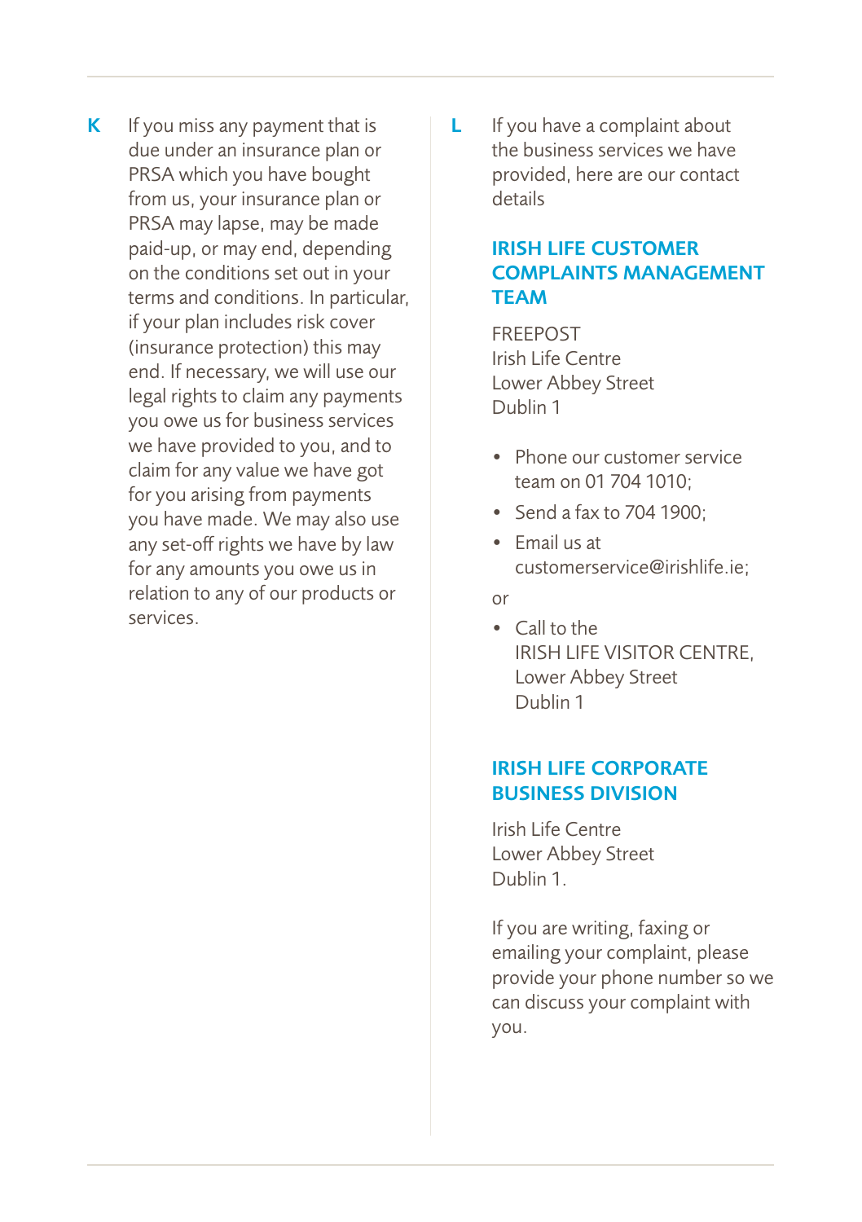**K** If you miss any payment that is due under an insurance plan or PRSA which you have bought from us, your insurance plan or PRSA may lapse, may be made paid-up, or may end, depending on the conditions set out in your terms and conditions. In particular, if your plan includes risk cover (insurance protection) this may end. If necessary, we will use our legal rights to claim any payments you owe us for business services we have provided to you, and to claim for any value we have got for you arising from payments you have made. We may also use any set-off rights we have by law for any amounts you owe us in relation to any of our products or services.

**L** If you have a complaint about the business services we have provided, here are our contact details

### IRISH LIFE CUSTOMER COMPLAINTS MANAGEMENT TEAM

FREEPOST
Irish Life Centre
Lower Abbey Street
Dublin 1

- Phone our customer service team on 01 704 1010;
- Send a fax to 704 1900;
- Email us at customerservice@irishlife.ie;

or

- Call to the IRISH LIFE VISITOR CENTRE, Lower Abbey Street Dublin 1

### IRISH LIFE CORPORATE BUSINESS DIVISION

Irish Life Centre
Lower Abbey Street
Dublin 1.

If you are writing, faxing or emailing your complaint, please provide your phone number so we can discuss your complaint with you.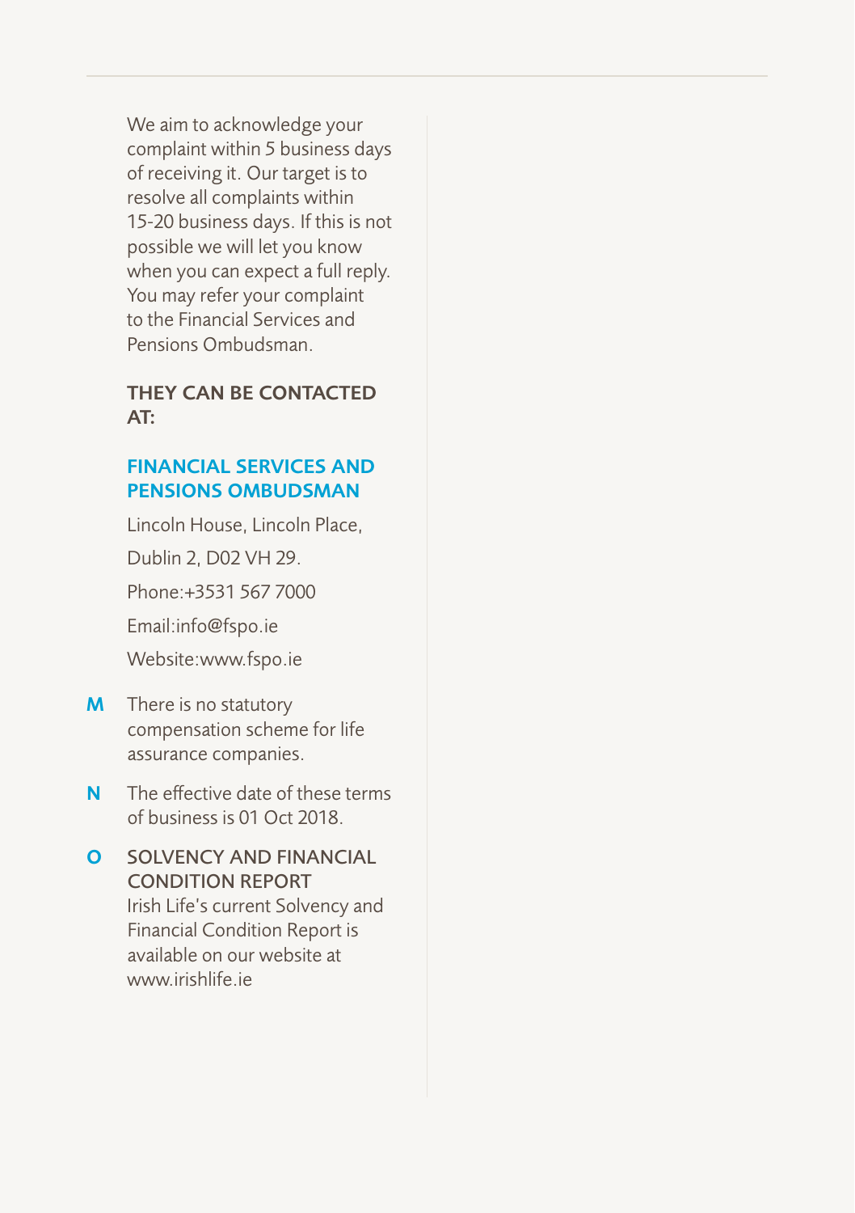We aim to acknowledge your complaint within 5 business days of receiving it. Our target is to resolve all complaints within 15-20 business days. If this is not possible we will let you know when you can expect a full reply. You may refer your complaint to the Financial Services and Pensions Ombudsman.

**THEY CAN BE CONTACTED AT:**

**FINANCIAL SERVICES AND PENSIONS OMBUDSMAN**

Lincoln House, Lincoln Place,

Dublin 2, D02 VH 29.

Phone:+3531 567 7000

Email:info@fspo.ie

Website:www.fspo.ie

**M** There is no statutory compensation scheme for life assurance companies.

**N** The effective date of these terms of business is 01 Oct 2018.

**O** SOLVENCY AND FINANCIAL CONDITION REPORT
Irish Life's current Solvency and Financial Condition Report is available on our website at www.irishlife.ie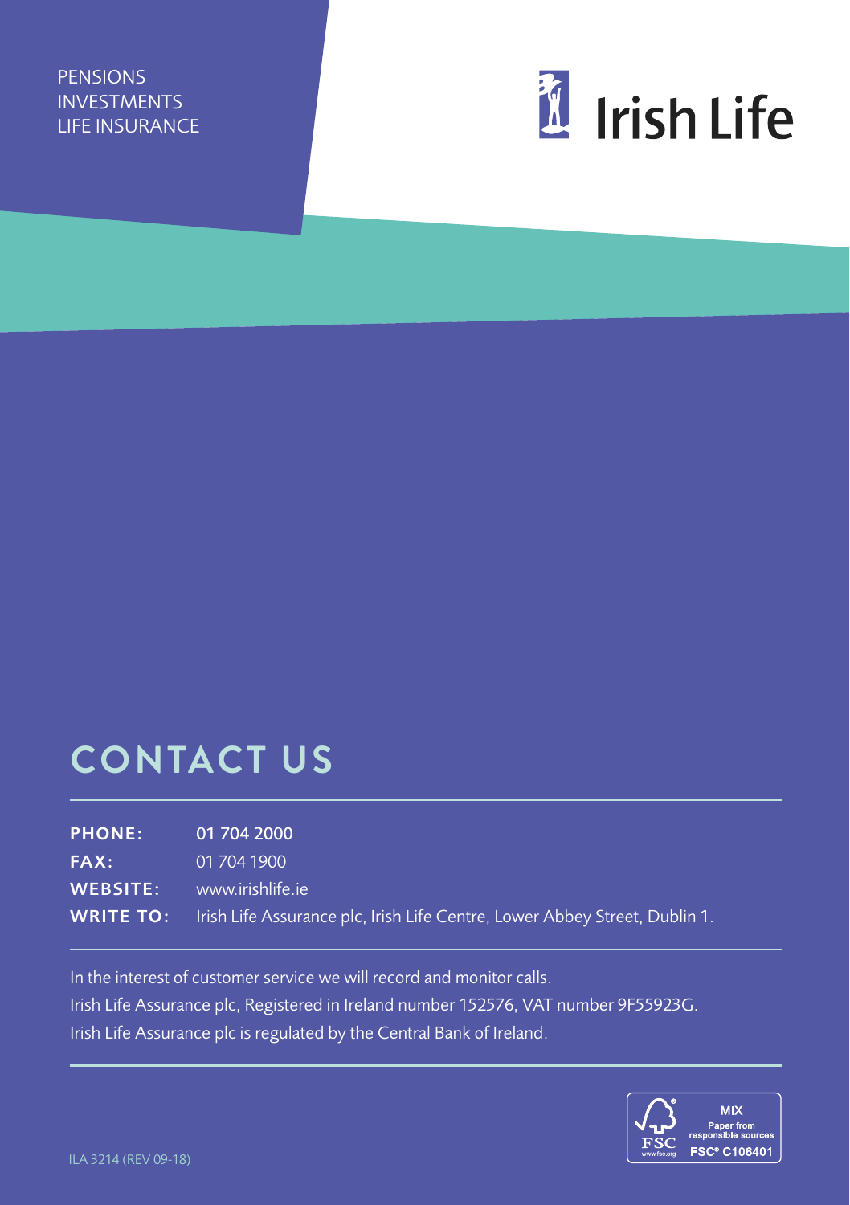PENSIONS
INVESTMENTS
LIFE INSURANCE

Irish Life

# CONTACT US

| | |
|---|---|
| **PHONE:** | 01 704 2000 |
| **FAX:** | 01 704 1900 |
| **WEBSITE:** | www.irishlife.ie |
| **WRITE TO:** | Irish Life Assurance plc, Irish Life Centre, Lower Abbey Street, Dublin 1. |

In the interest of customer service we will record and monitor calls.
Irish Life Assurance plc, Registered in Ireland number 152576, VAT number 9F55923G.
Irish Life Assurance plc is regulated by the Central Bank of Ireland.

FSC MIX Paper from responsible sources FSC® C106401

ILA 3214 (REV 09-18)